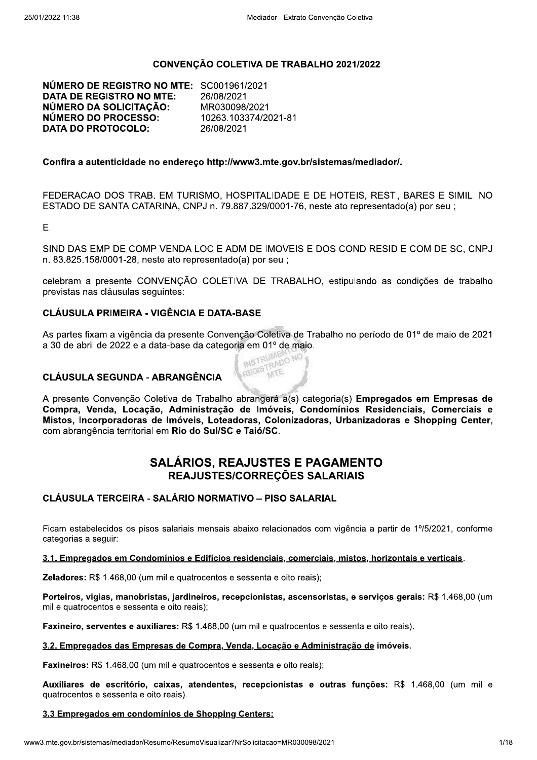## CONVENÇÃO COLETIVA DE TRABALHO 2021/2022

**NÚMERO DE REGISTRO NO MTE:** SC001961/2021
**DATA DE REGISTRO NO MTE:** 26/08/2021
**NÚMERO DA SOLICITAÇÃO:** MR030098/2021
**NÚMERO DO PROCESSO:** 10263.103374/2021-81
**DATA DO PROTOCOLO:** 26/08/2021

**Confira a autenticidade no endereço http://www3.mte.gov.br/sistemas/mediador/.**

FEDERACAO DOS TRAB. EM TURISMO, HOSPITALIDADE E DE HOTEIS, REST., BARES E SIMIL. NO ESTADO DE SANTA CATARINA, CNPJ n. 79.887.329/0001-76, neste ato representado(a) por seu ;

E

SIND DAS EMP DE COMP VENDA LOC E ADM DE IMOVEIS E DOS COND RESID E COM DE SC, CNPJ n. 83.825.158/0001-28, neste ato representado(a) por seu ;

celebram a presente CONVENÇÃO COLETIVA DE TRABALHO, estipulando as condições de trabalho previstas nas cláusulas seguintes:

### CLÁUSULA PRIMEIRA - VIGÊNCIA E DATA-BASE

As partes fixam a vigência da presente Convenção Coletiva de Trabalho no período de 01º de maio de 2021 a 30 de abril de 2022 e a data-base da categoria em 01º de maio.

### CLÁUSULA SEGUNDA - ABRANGÊNCIA

A presente Convenção Coletiva de Trabalho abrangerá a(s) categoria(s) **Empregados em Empresas de Compra, Venda, Locação, Administração de Imóveis, Condomínios Residenciais, Comerciais e Mistos, Incorporadoras de Imóveis, Loteadoras, Colonizadoras, Urbanizadoras e Shopping Center**, com abrangência territorial em **Rio do Sul/SC e Taió/SC**.

## SALÁRIOS, REAJUSTES E PAGAMENTO
### REAJUSTES/CORREÇÕES SALARIAIS

### CLÁUSULA TERCEIRA - SALÁRIO NORMATIVO – PISO SALARIAL

Ficam estabelecidos os pisos salariais mensais abaixo relacionados com vigência a partir de 1º/5/2021, conforme categorias a seguir:

**3.1. Empregados em Condomínios e Edifícios residenciais, comerciais, mistos, horizontais e verticais.**

**Zeladores:** R$ 1.468,00 (um mil e quatrocentos e sessenta e oito reais);

**Porteiros, vigias, manobristas, jardineiros, recepcionistas, ascensoristas, e serviços gerais:** R$ 1.468,00 (um mil e quatrocentos e sessenta e oito reais);

**Faxineiro, serventes e auxiliares:** R$ 1.468,00 (um mil e quatrocentos e sessenta e oito reais).

**3.2. Empregados das Empresas de Compra, Venda, Locação e Administração de imóveis.**

**Faxineiros:** R$ 1.468,00 (um mil e quatrocentos e sessenta e oito reais);

**Auxiliares de escritório, caixas, atendentes, recepcionistas e outras funções:** R$ 1.468,00 (um mil e quatrocentos e sessenta e oito reais).

**3.3 Empregados em condomínios de Shopping Centers:**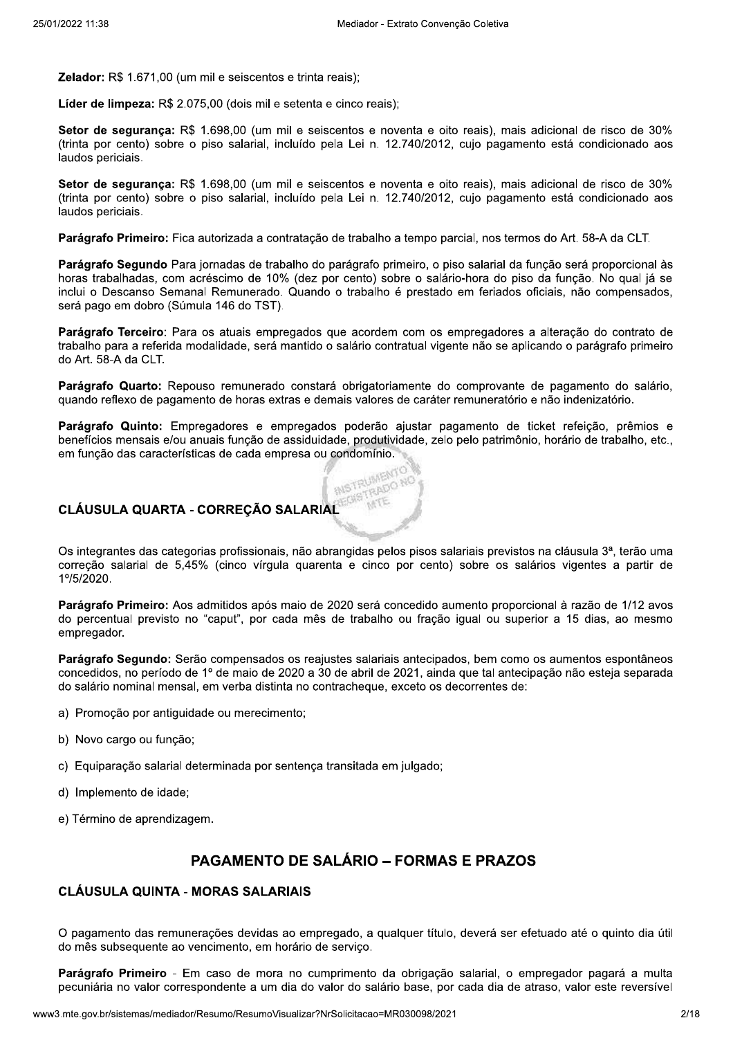**Zelador:** R$ 1.671,00 (um mil e seiscentos e trinta reais);

**Líder de limpeza:** R$ 2.075,00 (dois mil e setenta e cinco reais);

**Setor de segurança:** R$ 1.698,00 (um mil e seiscentos e noventa e oito reais), mais adicional de risco de 30% (trinta por cento) sobre o piso salarial, incluído pela Lei n. 12.740/2012, cujo pagamento está condicionado aos laudos periciais.

**Setor de segurança:** R$ 1.698,00 (um mil e seiscentos e noventa e oito reais), mais adicional de risco de 30% (trinta por cento) sobre o piso salarial, incluído pela Lei n. 12.740/2012, cujo pagamento está condicionado aos laudos periciais.

**Parágrafo Primeiro:** Fica autorizada a contratação de trabalho a tempo parcial, nos termos do Art. 58-A da CLT.

**Parágrafo Segundo** Para jornadas de trabalho do parágrafo primeiro, o piso salarial da função será proporcional às horas trabalhadas, com acréscimo de 10% (dez por cento) sobre o salário-hora do piso da função. No qual já se inclui o Descanso Semanal Remunerado. Quando o trabalho é prestado em feriados oficiais, não compensados, será pago em dobro (Súmula 146 do TST).

**Parágrafo Terceiro**: Para os atuais empregados que acordem com os empregadores a alteração do contrato de trabalho para a referida modalidade, será mantido o salário contratual vigente não se aplicando o parágrafo primeiro do Art. 58-A da CLT.

**Parágrafo Quarto:** Repouso remunerado constará obrigatoriamente do comprovante de pagamento do salário, quando reflexo de pagamento de horas extras e demais valores de caráter remuneratório e não indenizatório.

**Parágrafo Quinto:** Empregadores e empregados poderão ajustar pagamento de ticket refeição, prêmios e benefícios mensais e/ou anuais função de assiduidade, produtividade, zelo pelo patrimônio, horário de trabalho, etc., em função das características de cada empresa ou condomínio.

### CLÁUSULA QUARTA - CORREÇÃO SALARIAL

Os integrantes das categorias profissionais, não abrangidas pelos pisos salariais previstos na cláusula 3ª, terão uma correção salarial de 5,45% (cinco vírgula quarenta e cinco por cento) sobre os salários vigentes a partir de 1º/5/2020.

**Parágrafo Primeiro:** Aos admitidos após maio de 2020 será concedido aumento proporcional à razão de 1/12 avos do percentual previsto no "caput", por cada mês de trabalho ou fração igual ou superior a 15 dias, ao mesmo empregador.

**Parágrafo Segundo:** Serão compensados os reajustes salariais antecipados, bem como os aumentos espontâneos concedidos, no período de 1º de maio de 2020 a 30 de abril de 2021, ainda que tal antecipação não esteja separada do salário nominal mensal, em verba distinta no contracheque, exceto os decorrentes de:

a) Promoção por antiguidade ou merecimento;

b) Novo cargo ou função;

c) Equiparação salarial determinada por sentença transitada em julgado;

d) Implemento de idade;

e) Término de aprendizagem.

## PAGAMENTO DE SALÁRIO – FORMAS E PRAZOS

### CLÁUSULA QUINTA - MORAS SALARIAIS

O pagamento das remunerações devidas ao empregado, a qualquer título, deverá ser efetuado até o quinto dia útil do mês subsequente ao vencimento, em horário de serviço.

**Parágrafo Primeiro** - Em caso de mora no cumprimento da obrigação salarial, o empregador pagará a multa pecuniária no valor correspondente a um dia do valor do salário base, por cada dia de atraso, valor este reversível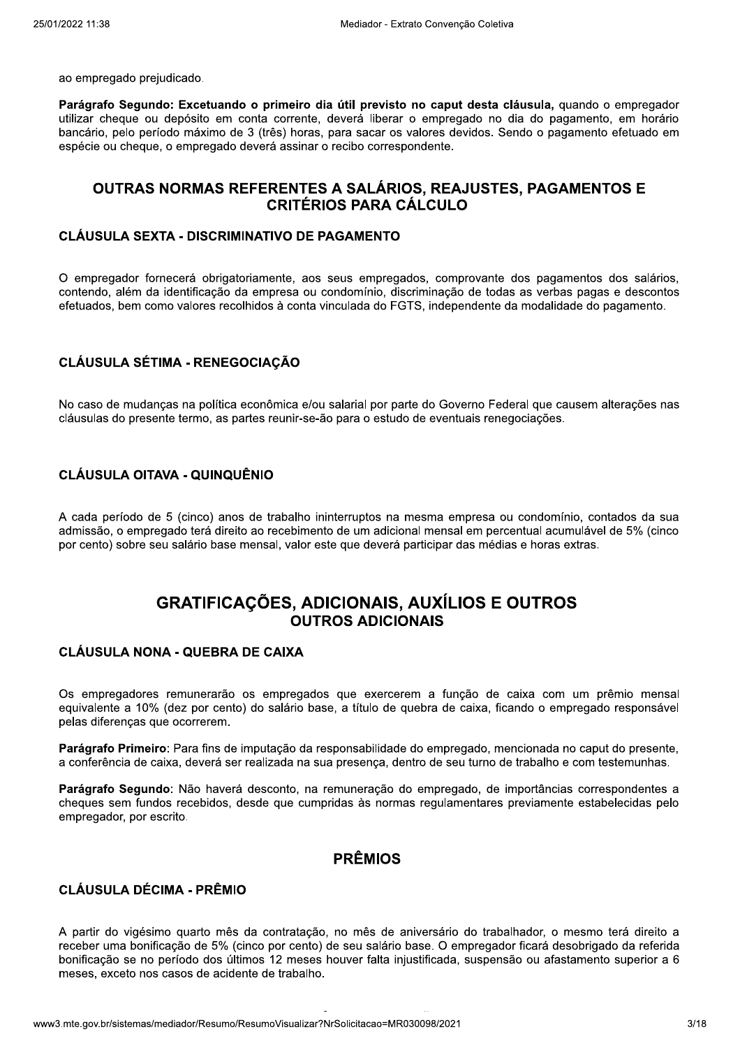ao empregado prejudicado.

**Parágrafo Segundo: Excetuando o primeiro dia útil previsto no caput desta cláusula,** quando o empregador utilizar cheque ou depósito em conta corrente, deverá liberar o empregado no dia do pagamento, em horário bancário, pelo período máximo de 3 (três) horas, para sacar os valores devidos. Sendo o pagamento efetuado em espécie ou cheque, o empregado deverá assinar o recibo correspondente.

## OUTRAS NORMAS REFERENTES A SALÁRIOS, REAJUSTES, PAGAMENTOS E CRITÉRIOS PARA CÁLCULO

### CLÁUSULA SEXTA - DISCRIMINATIVO DE PAGAMENTO

O empregador fornecerá obrigatoriamente, aos seus empregados, comprovante dos pagamentos dos salários, contendo, além da identificação da empresa ou condomínio, discriminação de todas as verbas pagas e descontos efetuados, bem como valores recolhidos à conta vinculada do FGTS, independente da modalidade do pagamento.

### CLÁUSULA SÉTIMA - RENEGOCIAÇÃO

No caso de mudanças na política econômica e/ou salarial por parte do Governo Federal que causem alterações nas cláusulas do presente termo, as partes reunir-se-ão para o estudo de eventuais renegociações.

### CLÁUSULA OITAVA - QUINQUÊNIO

A cada período de 5 (cinco) anos de trabalho ininterruptos na mesma empresa ou condomínio, contados da sua admissão, o empregado terá direito ao recebimento de um adicional mensal em percentual acumulável de 5% (cinco por cento) sobre seu salário base mensal, valor este que deverá participar das médias e horas extras.

## GRATIFICAÇÕES, ADICIONAIS, AUXÍLIOS E OUTROS

### OUTROS ADICIONAIS

### CLÁUSULA NONA - QUEBRA DE CAIXA

Os empregadores remunerarão os empregados que exercerem a função de caixa com um prêmio mensal equivalente a 10% (dez por cento) do salário base, a título de quebra de caixa, ficando o empregado responsável pelas diferenças que ocorrerem.

**Parágrafo Primeiro**: Para fins de imputação da responsabilidade do empregado, mencionada no caput do presente, a conferência de caixa, deverá ser realizada na sua presença, dentro de seu turno de trabalho e com testemunhas.

**Parágrafo Segundo**: Não haverá desconto, na remuneração do empregado, de importâncias correspondentes a cheques sem fundos recebidos, desde que cumpridas às normas regulamentares previamente estabelecidas pelo empregador, por escrito.

### PRÊMIOS

### CLÁUSULA DÉCIMA - PRÊMIO

A partir do vigésimo quarto mês da contratação, no mês de aniversário do trabalhador, o mesmo terá direito a receber uma bonificação de 5% (cinco por cento) de seu salário base. O empregador ficará desobrigado da referida bonificação se no período dos últimos 12 meses houver falta injustificada, suspensão ou afastamento superior a 6 meses, exceto nos casos de acidente de trabalho.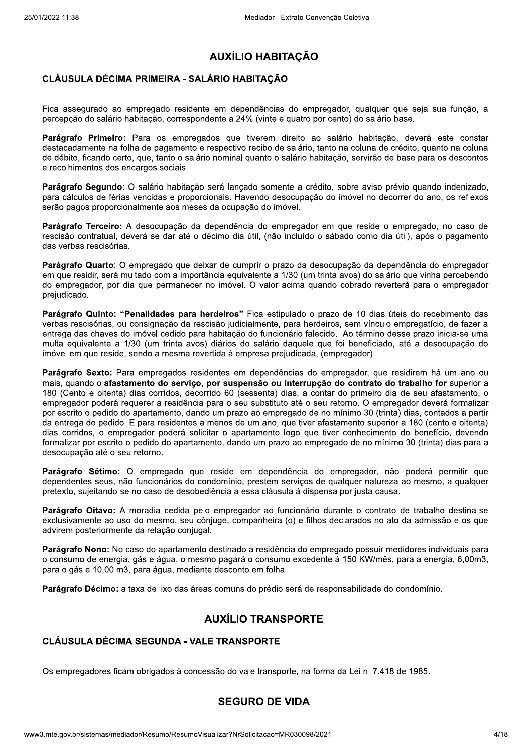## AUXÍLIO HABITAÇÃO

### CLÁUSULA DÉCIMA PRIMEIRA - SALÁRIO HABITAÇÃO

Fica assegurado ao empregado residente em dependências do empregador, qualquer que seja sua função, a percepção do salário habitação, correspondente a 24% (vinte e quatro por cento) do salário base.

**Parágrafo Primeiro:** Para os empregados que tiverem direito ao salário habitação, deverá este constar destacadamente na folha de pagamento e respectivo recibo de salário, tanto na coluna de crédito, quanto na coluna de débito, ficando certo, que, tanto o salário nominal quanto o salário habitação, servirão de base para os descontos e recolhimentos dos encargos sociais.

**Parágrafo Segundo**: O salário habitação será lançado somente a crédito, sobre aviso prévio quando indenizado, para cálculos de férias vencidas e proporcionais. Havendo desocupação do imóvel no decorrer do ano, os reflexos serão pagos proporcionalmente aos meses da ocupação do imóvel.

**Parágrafo Terceiro:** A desocupação da dependência do empregador em que reside o empregado, no caso de rescisão contratual, deverá se dar até o décimo dia útil, (não incluído o sábado como dia útil), após o pagamento das verbas rescisórias.

**Parágrafo Quarto**: O empregado que deixar de cumprir o prazo da desocupação da dependência do empregador em que residir, será multado com a importância equivalente a 1/30 (um trinta avos) do salário que vinha percebendo do empregador, por dia que permanecer no imóvel. O valor acima quando cobrado reverterá para o empregador prejudicado.

**Parágrafo Quinto: "Penalidades para herdeiros"** Fica estipulado o prazo de 10 dias úteis do recebimento das verbas rescisórias, ou consignação da rescisão judicialmente, para herdeiros, sem vínculo empregatício, de fazer a entrega das chaves do imóvel cedido para habitação do funcionário falecido. Ao término desse prazo inicia-se uma multa equivalente a 1/30 (um trinta avos) diários do salário daquele que foi beneficiado, até a desocupação do imóvel em que reside, sendo a mesma revertida à empresa prejudicada, (empregador).

**Parágrafo Sexto:** Para empregados residentes em dependências do empregador, que residirem há um ano ou mais, quando o **afastamento do serviço, por suspensão ou interrupção do contrato do trabalho for** superior a 180 (Cento e oitenta) dias corridos, decorrido 60 (sessenta) dias, a contar do primeiro dia de seu afastamento, o empregador poderá requerer a residência para o seu substituto até o seu retorno. O empregador deverá formalizar por escrito o pedido do apartamento, dando um prazo ao empregado de no mínimo 30 (trinta) dias, contados a partir da entrega do pedido. E para residentes a menos de um ano, que tiver afastamento superior a 180 (cento e oitenta) dias corridos, o empregador poderá solicitar o apartamento logo que tiver conhecimento do benefício, devendo formalizar por escrito o pedido do apartamento, dando um prazo ao empregado de no mínimo 30 (trinta) dias para a desocupação até o seu retorno.

**Parágrafo Sétimo:** O empregado que reside em dependência do empregador, não poderá permitir que dependentes seus, não funcionários do condomínio, prestem serviços de qualquer natureza ao mesmo, a qualquer pretexto, sujeitando-se no caso de desobediência a essa cláusula à dispensa por justa causa.

**Parágrafo Oitavo:** A moradia cedida pelo empregador ao funcionário durante o contrato de trabalho destina-se exclusivamente ao uso do mesmo, seu cônjuge, companheira (o) e filhos declarados no ato da admissão e os que advirem posteriormente da relação conjugal.

**Parágrafo Nono:** No caso do apartamento destinado a residência do empregado possuir medidores individuais para o consumo de energia, gás e água, o mesmo pagará o consumo excedente à 150 KW/mês, para a energia, 6,00m3, para o gás e 10,00 m3, para água, mediante desconto em folha

**Parágrafo Décimo:** a taxa de lixo das áreas comuns do prédio será de responsabilidade do condomínio.

## AUXÍLIO TRANSPORTE

### CLÁUSULA DÉCIMA SEGUNDA - VALE TRANSPORTE

Os empregadores ficam obrigados à concessão do vale transporte, na forma da Lei n. 7.418 de 1985.

## SEGURO DE VIDA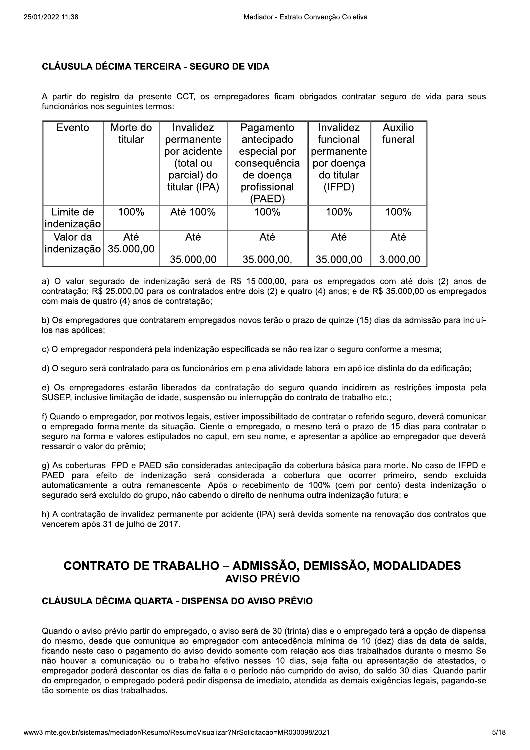### CLÁUSULA DÉCIMA TERCEIRA - SEGURO DE VIDA

A partir do registro da presente CCT, os empregadores ficam obrigados contratar seguro de vida para seus funcionários nos seguintes termos:

| Evento | Morte do titular | Invalidez permanente por acidente (total ou parcial) do titular (IPA) | Pagamento antecipado especial por consequência de doença profissional (PAED) | Invalidez funcional permanente por doença do titular (IFPD) | Auxilio funeral |
|---|---|---|---|---|---|
| Limite de indenização | 100% | Até 100% | 100% | 100% | 100% |
| Valor da indenização | Até 35.000,00 | Até 35.000,00 | Até 35.000,00, | Até 35.000,00 | Até 3.000,00 |

a) O valor segurado de indenização será de R$ 15.000,00, para os empregados com até dois (2) anos de contratação; R$ 25.000,00 para os contratados entre dois (2) e quatro (4) anos; e de R$ 35.000,00 os empregados com mais de quatro (4) anos de contratação;

b) Os empregadores que contratarem empregados novos terão o prazo de quinze (15) dias da admissão para incluí-los nas apólices;

c) O empregador responderá pela indenização especificada se não realizar o seguro conforme a mesma;

d) O seguro será contratado para os funcionários em plena atividade laboral em apólice distinta do da edificação;

e) Os empregadores estarão liberados da contratação do seguro quando incidirem as restrições imposta pela SUSEP, inclusive limitação de idade, suspensão ou interrupção do contrato de trabalho etc.;

f) Quando o empregador, por motivos legais, estiver impossibilitado de contratar o referido seguro, deverá comunicar o empregado formalmente da situação. Ciente o empregado, o mesmo terá o prazo de 15 dias para contratar o seguro na forma e valores estipulados no caput, em seu nome, e apresentar a apólice ao empregador que deverá ressarcir o valor do prêmio;

g) As coberturas IFPD e PAED são consideradas antecipação da cobertura básica para morte. No caso de IFPD e PAED para efeito de indenização será considerada a cobertura que ocorrer primeiro, sendo excluída automaticamente a outra remanescente. Após o recebimento de 100% (cem por cento) desta indenização o segurado será excluído do grupo, não cabendo o direito de nenhuma outra indenização futura; e

h) A contratação de invalidez permanente por acidente (IPA) será devida somente na renovação dos contratos que vencerem após 31 de julho de 2017.

## CONTRATO DE TRABALHO – ADMISSÃO, DEMISSÃO, MODALIDADES

## AVISO PRÉVIO

### CLÁUSULA DÉCIMA QUARTA - DISPENSA DO AVISO PRÉVIO

Quando o aviso prévio partir do empregado, o aviso será de 30 (trinta) dias e o empregado terá a opção de dispensa do mesmo, desde que comunique ao empregador com antecedência mínima de 10 (dez) dias da data de saída, ficando neste caso o pagamento do aviso devido somente com relação aos dias trabalhados durante o mesmo Se não houver a comunicação ou o trabalho efetivo nesses 10 dias, seja falta ou apresentação de atestados, o empregador poderá descontar os dias de falta e o período não cumprido do aviso, do saldo 30 dias. Quando partir do empregador, o empregado poderá pedir dispensa de imediato, atendida as demais exigências legais, pagando-se tão somente os dias trabalhados.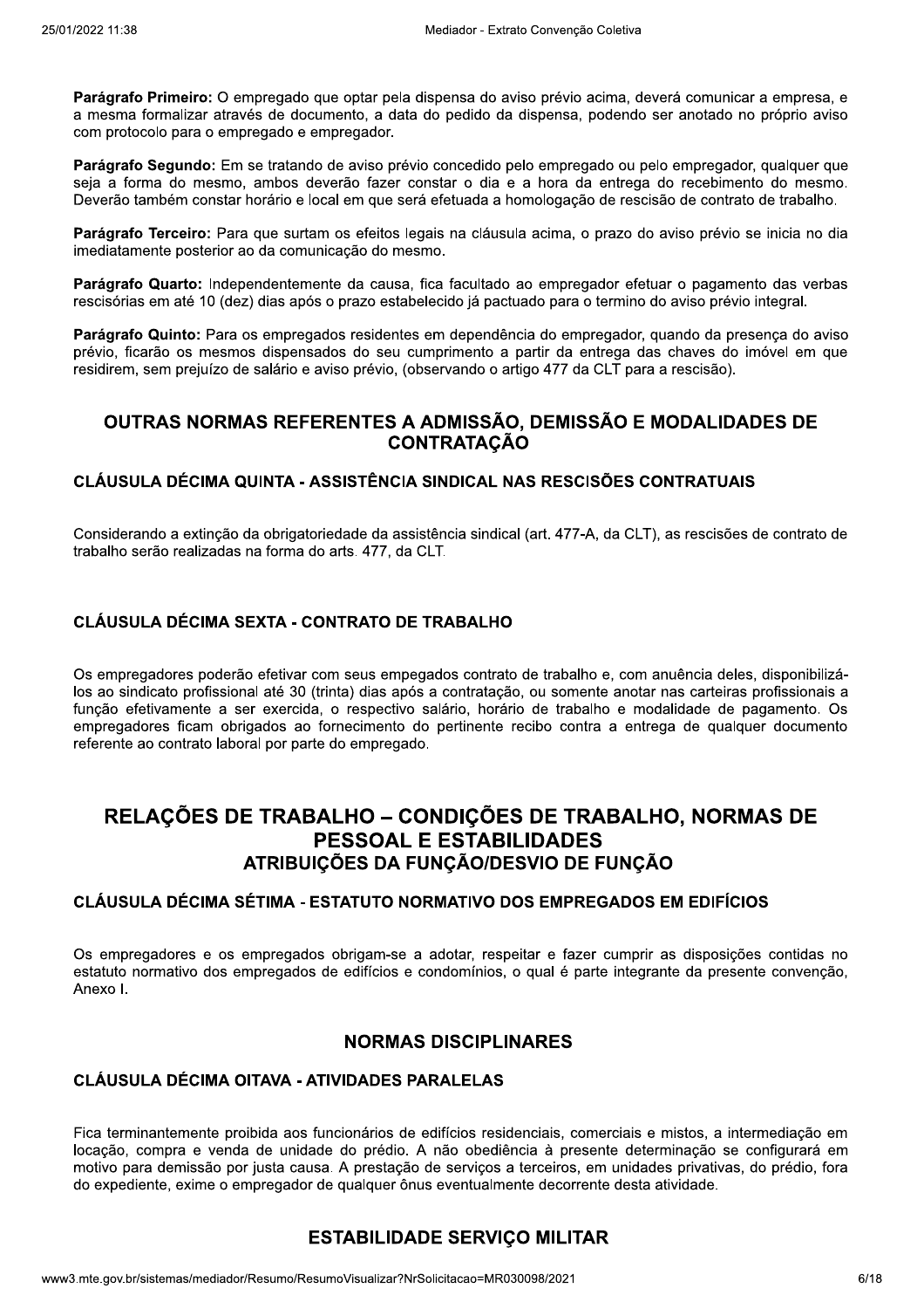**Parágrafo Primeiro:** O empregado que optar pela dispensa do aviso prévio acima, deverá comunicar a empresa, e a mesma formalizar através de documento, a data do pedido da dispensa, podendo ser anotado no próprio aviso com protocolo para o empregado e empregador.

**Parágrafo Segundo:** Em se tratando de aviso prévio concedido pelo empregado ou pelo empregador, qualquer que seja a forma do mesmo, ambos deverão fazer constar o dia e a hora da entrega do recebimento do mesmo. Deverão também constar horário e local em que será efetuada a homologação de rescisão de contrato de trabalho.

**Parágrafo Terceiro:** Para que surtam os efeitos legais na cláusula acima, o prazo do aviso prévio se inicia no dia imediatamente posterior ao da comunicação do mesmo.

**Parágrafo Quarto:** Independentemente da causa, fica facultado ao empregador efetuar o pagamento das verbas rescisórias em até 10 (dez) dias após o prazo estabelecido já pactuado para o termino do aviso prévio integral.

**Parágrafo Quinto:** Para os empregados residentes em dependência do empregador, quando da presença do aviso prévio, ficarão os mesmos dispensados do seu cumprimento a partir da entrega das chaves do imóvel em que residirem, sem prejuízo de salário e aviso prévio, (observando o artigo 477 da CLT para a rescisão).

## OUTRAS NORMAS REFERENTES A ADMISSÃO, DEMISSÃO E MODALIDADES DE CONTRATAÇÃO

### CLÁUSULA DÉCIMA QUINTA - ASSISTÊNCIA SINDICAL NAS RESCISÕES CONTRATUAIS

Considerando a extinção da obrigatoriedade da assistência sindical (art. 477-A, da CLT), as rescisões de contrato de trabalho serão realizadas na forma do arts. 477, da CLT.

### CLÁUSULA DÉCIMA SEXTA - CONTRATO DE TRABALHO

Os empregadores poderão efetivar com seus empegados contrato de trabalho e, com anuência deles, disponibilizá-los ao sindicato profissional até 30 (trinta) dias após a contratação, ou somente anotar nas carteiras profissionais a função efetivamente a ser exercida, o respectivo salário, horário de trabalho e modalidade de pagamento. Os empregadores ficam obrigados ao fornecimento do pertinente recibo contra a entrega de qualquer documento referente ao contrato laboral por parte do empregado.

# RELAÇÕES DE TRABALHO – CONDIÇÕES DE TRABALHO, NORMAS DE PESSOAL E ESTABILIDADES

## ATRIBUIÇÕES DA FUNÇÃO/DESVIO DE FUNÇÃO

### CLÁUSULA DÉCIMA SÉTIMA - ESTATUTO NORMATIVO DOS EMPREGADOS EM EDIFÍCIOS

Os empregadores e os empregados obrigam-se a adotar, respeitar e fazer cumprir as disposições contidas no estatuto normativo dos empregados de edifícios e condomínios, o qual é parte integrante da presente convenção, Anexo I.

## NORMAS DISCIPLINARES

### CLÁUSULA DÉCIMA OITAVA - ATIVIDADES PARALELAS

Fica terminantemente proibida aos funcionários de edifícios residenciais, comerciais e mistos, a intermediação em locação, compra e venda de unidade do prédio. A não obediência à presente determinação se configurará em motivo para demissão por justa causa. A prestação de serviços a terceiros, em unidades privativas, do prédio, fora do expediente, exime o empregador de qualquer ônus eventualmente decorrente desta atividade.

## ESTABILIDADE SERVIÇO MILITAR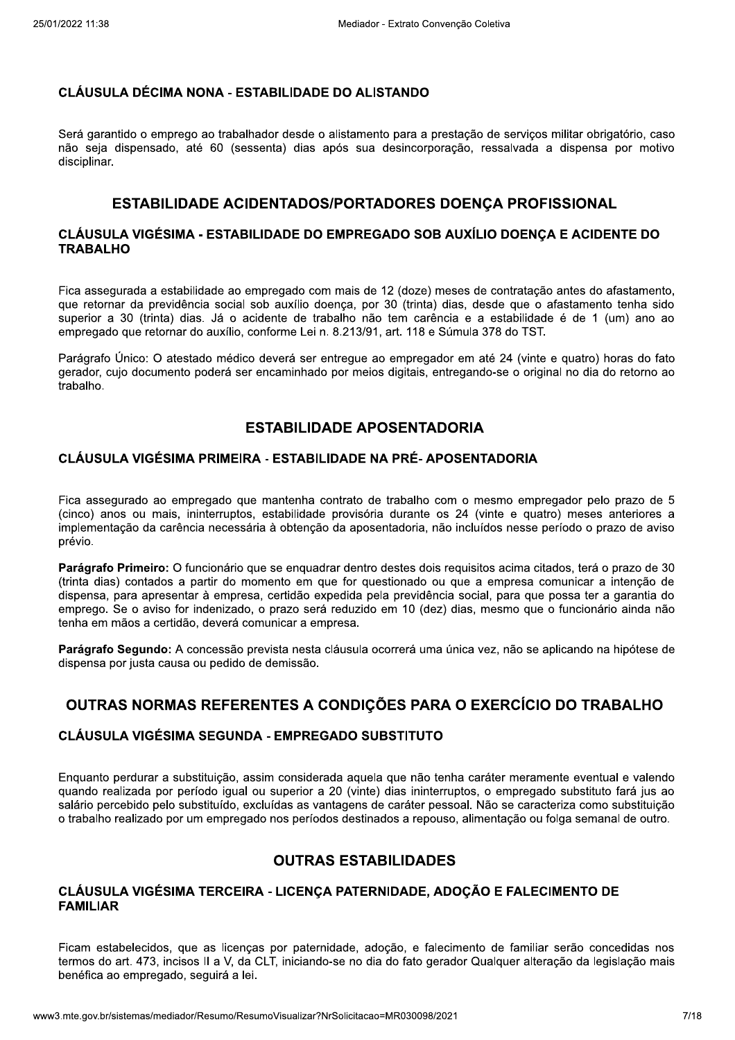### CLÁUSULA DÉCIMA NONA - ESTABILIDADE DO ALISTANDO

Será garantido o emprego ao trabalhador desde o alistamento para a prestação de serviços militar obrigatório, caso não seja dispensado, até 60 (sessenta) dias após sua desincorporação, ressalvada a dispensa por motivo disciplinar.

## ESTABILIDADE ACIDENTADOS/PORTADORES DOENÇA PROFISSIONAL

### CLÁUSULA VIGÉSIMA - ESTABILIDADE DO EMPREGADO SOB AUXÍLIO DOENÇA E ACIDENTE DO TRABALHO

Fica assegurada a estabilidade ao empregado com mais de 12 (doze) meses de contratação antes do afastamento, que retornar da previdência social sob auxílio doença, por 30 (trinta) dias, desde que o afastamento tenha sido superior a 30 (trinta) dias. Já o acidente de trabalho não tem carência e a estabilidade é de 1 (um) ano ao empregado que retornar do auxílio, conforme Lei n. 8.213/91, art. 118 e Súmula 378 do TST.

Parágrafo Único: O atestado médico deverá ser entregue ao empregador em até 24 (vinte e quatro) horas do fato gerador, cujo documento poderá ser encaminhado por meios digitais, entregando-se o original no dia do retorno ao trabalho.

## ESTABILIDADE APOSENTADORIA

### CLÁUSULA VIGÉSIMA PRIMEIRA - ESTABILIDADE NA PRÉ- APOSENTADORIA

Fica assegurado ao empregado que mantenha contrato de trabalho com o mesmo empregador pelo prazo de 5 (cinco) anos ou mais, ininterruptos, estabilidade provisória durante os 24 (vinte e quatro) meses anteriores a implementação da carência necessária à obtenção da aposentadoria, não incluídos nesse período o prazo de aviso prévio.

**Parágrafo Primeiro:** O funcionário que se enquadrar dentro destes dois requisitos acima citados, terá o prazo de 30 (trinta dias) contados a partir do momento em que for questionado ou que a empresa comunicar a intenção de dispensa, para apresentar à empresa, certidão expedida pela previdência social, para que possa ter a garantia do emprego. Se o aviso for indenizado, o prazo será reduzido em 10 (dez) dias, mesmo que o funcionário ainda não tenha em mãos a certidão, deverá comunicar a empresa.

**Parágrafo Segundo:** A concessão prevista nesta cláusula ocorrerá uma única vez, não se aplicando na hipótese de dispensa por justa causa ou pedido de demissão.

## OUTRAS NORMAS REFERENTES A CONDIÇÕES PARA O EXERCÍCIO DO TRABALHO

### CLÁUSULA VIGÉSIMA SEGUNDA - EMPREGADO SUBSTITUTO

Enquanto perdurar a substituição, assim considerada aquela que não tenha caráter meramente eventual e valendo quando realizada por período igual ou superior a 20 (vinte) dias ininterruptos, o empregado substituto fará jus ao salário percebido pelo substituído, excluídas as vantagens de caráter pessoal. Não se caracteriza como substituição o trabalho realizado por um empregado nos períodos destinados a repouso, alimentação ou folga semanal de outro.

## OUTRAS ESTABILIDADES

### CLÁUSULA VIGÉSIMA TERCEIRA - LICENÇA PATERNIDADE, ADOÇÃO E FALECIMENTO DE FAMILIAR

Ficam estabelecidos, que as licenças por paternidade, adoção, e falecimento de familiar serão concedidas nos termos do art. 473, incisos II a V, da CLT, iniciando-se no dia do fato gerador Qualquer alteração da legislação mais benéfica ao empregado, seguirá a lei.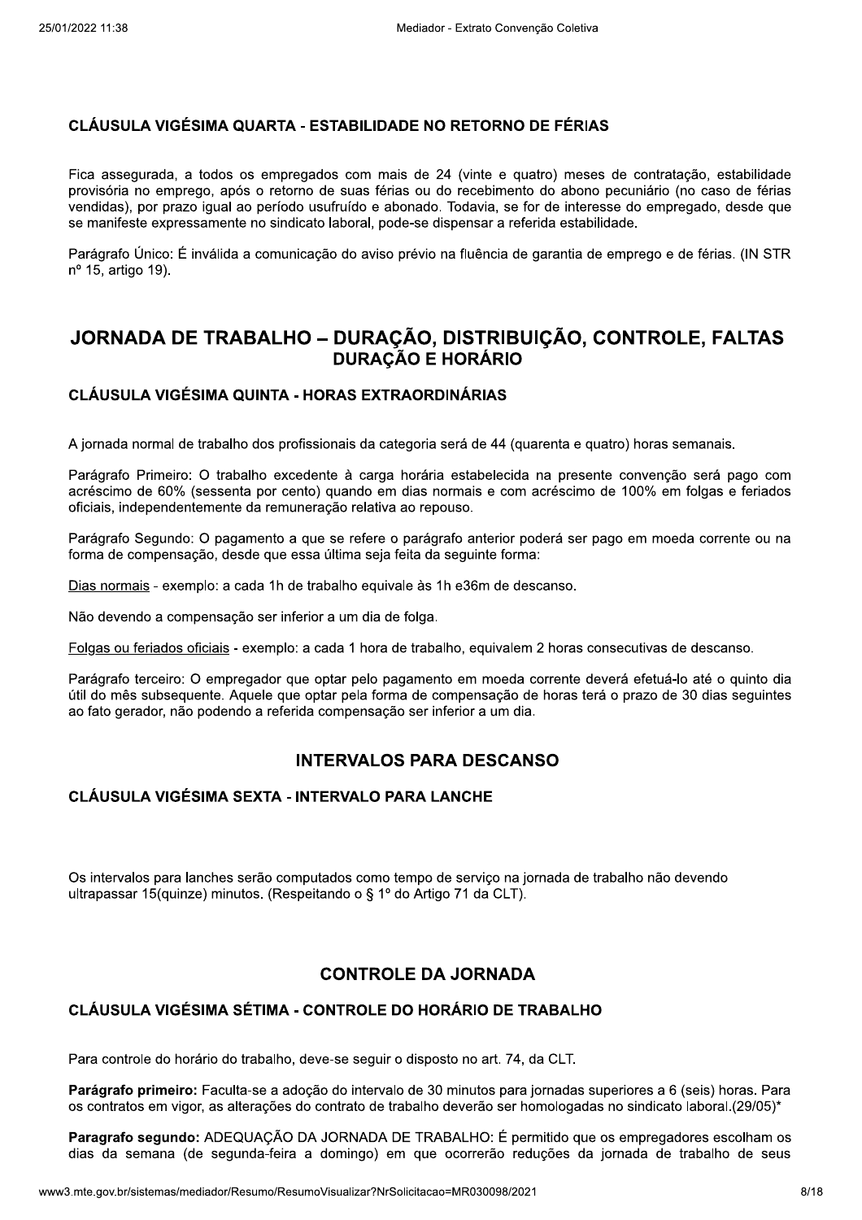### CLÁUSULA VIGÉSIMA QUARTA - ESTABILIDADE NO RETORNO DE FÉRIAS

Fica assegurada, a todos os empregados com mais de 24 (vinte e quatro) meses de contratação, estabilidade provisória no emprego, após o retorno de suas férias ou do recebimento do abono pecuniário (no caso de férias vendidas), por prazo igual ao período usufruído e abonado. Todavia, se for de interesse do empregado, desde que se manifeste expressamente no sindicato laboral, pode-se dispensar a referida estabilidade.

Parágrafo Único: É inválida a comunicação do aviso prévio na fluência de garantia de emprego e de férias. (IN STR nº 15, artigo 19).

## JORNADA DE TRABALHO – DURAÇÃO, DISTRIBUIÇÃO, CONTROLE, FALTAS

### DURAÇÃO E HORÁRIO

### CLÁUSULA VIGÉSIMA QUINTA - HORAS EXTRAORDINÁRIAS

A jornada normal de trabalho dos profissionais da categoria será de 44 (quarenta e quatro) horas semanais.

Parágrafo Primeiro: O trabalho excedente à carga horária estabelecida na presente convenção será pago com acréscimo de 60% (sessenta por cento) quando em dias normais e com acréscimo de 100% em folgas e feriados oficiais, independentemente da remuneração relativa ao repouso.

Parágrafo Segundo: O pagamento a que se refere o parágrafo anterior poderá ser pago em moeda corrente ou na forma de compensação, desde que essa última seja feita da seguinte forma:

Dias normais - exemplo: a cada 1h de trabalho equivale às 1h e36m de descanso.

Não devendo a compensação ser inferior a um dia de folga.

Folgas ou feriados oficiais - exemplo: a cada 1 hora de trabalho, equivalem 2 horas consecutivas de descanso.

Parágrafo terceiro: O empregador que optar pelo pagamento em moeda corrente deverá efetuá-lo até o quinto dia útil do mês subsequente. Aquele que optar pela forma de compensação de horas terá o prazo de 30 dias seguintes ao fato gerador, não podendo a referida compensação ser inferior a um dia.

### INTERVALOS PARA DESCANSO

### CLÁUSULA VIGÉSIMA SEXTA - INTERVALO PARA LANCHE

Os intervalos para lanches serão computados como tempo de serviço na jornada de trabalho não devendo ultrapassar 15(quinze) minutos. (Respeitando o § 1º do Artigo 71 da CLT).

### CONTROLE DA JORNADA

### CLÁUSULA VIGÉSIMA SÉTIMA - CONTROLE DO HORÁRIO DE TRABALHO

Para controle do horário do trabalho, deve-se seguir o disposto no art. 74, da CLT.

**Parágrafo primeiro:** Faculta-se a adoção do intervalo de 30 minutos para jornadas superiores a 6 (seis) horas. Para os contratos em vigor, as alterações do contrato de trabalho deverão ser homologadas no sindicato laboral.(29/05)*

**Paragrafo segundo:** ADEQUAÇÃO DA JORNADA DE TRABALHO: É permitido que os empregadores escolham os dias da semana (de segunda-feira a domingo) em que ocorrerão reduções da jornada de trabalho de seus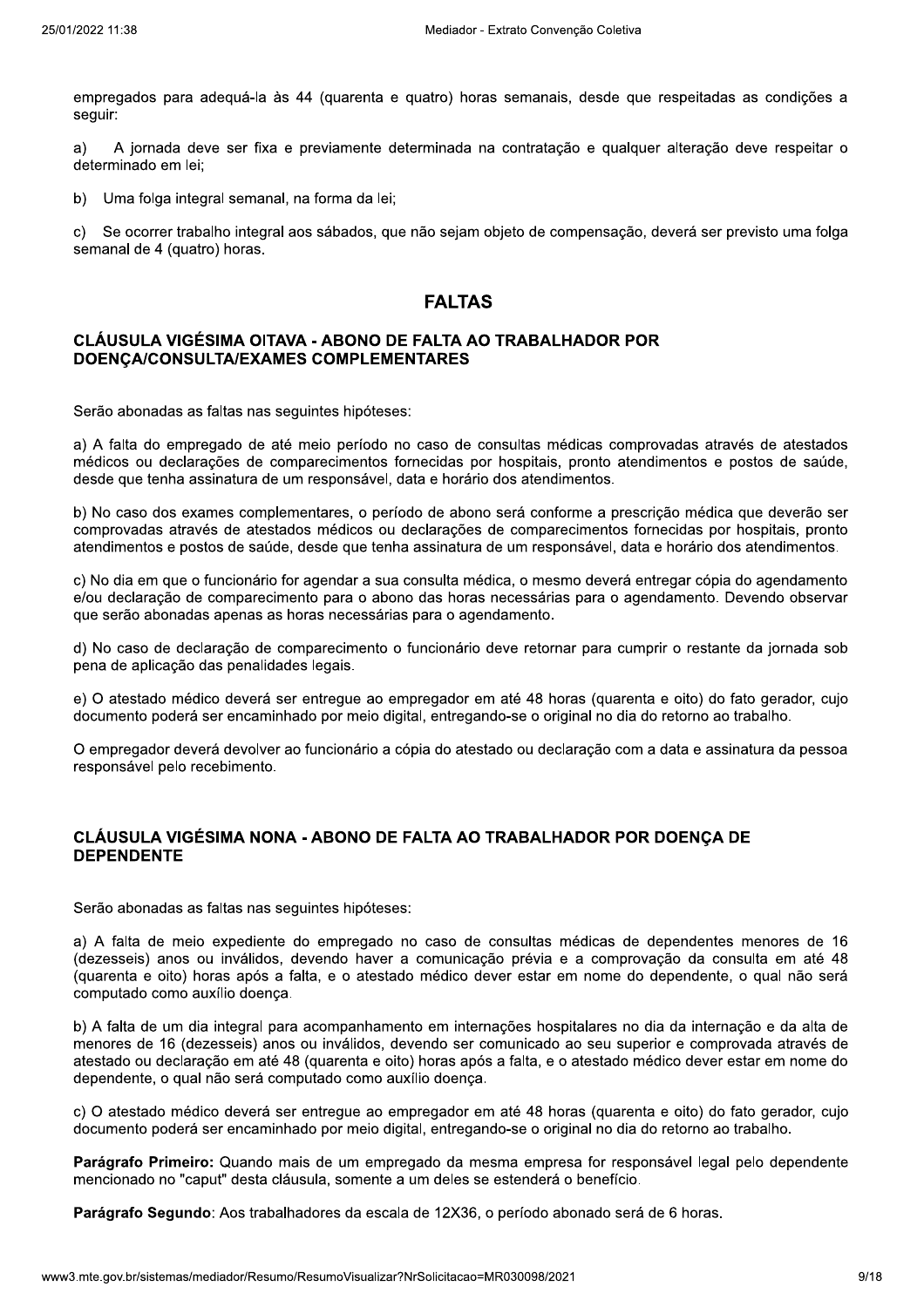empregados para adequá-la às 44 (quarenta e quatro) horas semanais, desde que respeitadas as condições a seguir:

a) A jornada deve ser fixa e previamente determinada na contratação e qualquer alteração deve respeitar o determinado em lei;

b) Uma folga integral semanal, na forma da lei;

c) Se ocorrer trabalho integral aos sábados, que não sejam objeto de compensação, deverá ser previsto uma folga semanal de 4 (quatro) horas.

## FALTAS

### CLÁUSULA VIGÉSIMA OITAVA - ABONO DE FALTA AO TRABALHADOR POR DOENÇA/CONSULTA/EXAMES COMPLEMENTARES

Serão abonadas as faltas nas seguintes hipóteses:

a) A falta do empregado de até meio período no caso de consultas médicas comprovadas através de atestados médicos ou declarações de comparecimentos fornecidas por hospitais, pronto atendimentos e postos de saúde, desde que tenha assinatura de um responsável, data e horário dos atendimentos.

b) No caso dos exames complementares, o período de abono será conforme a prescrição médica que deverão ser comprovadas através de atestados médicos ou declarações de comparecimentos fornecidas por hospitais, pronto atendimentos e postos de saúde, desde que tenha assinatura de um responsável, data e horário dos atendimentos.

c) No dia em que o funcionário for agendar a sua consulta médica, o mesmo deverá entregar cópia do agendamento e/ou declaração de comparecimento para o abono das horas necessárias para o agendamento. Devendo observar que serão abonadas apenas as horas necessárias para o agendamento.

d) No caso de declaração de comparecimento o funcionário deve retornar para cumprir o restante da jornada sob pena de aplicação das penalidades legais.

e) O atestado médico deverá ser entregue ao empregador em até 48 horas (quarenta e oito) do fato gerador, cujo documento poderá ser encaminhado por meio digital, entregando-se o original no dia do retorno ao trabalho.

O empregador deverá devolver ao funcionário a cópia do atestado ou declaração com a data e assinatura da pessoa responsável pelo recebimento.

### CLÁUSULA VIGÉSIMA NONA - ABONO DE FALTA AO TRABALHADOR POR DOENÇA DE DEPENDENTE

Serão abonadas as faltas nas seguintes hipóteses:

a) A falta de meio expediente do empregado no caso de consultas médicas de dependentes menores de 16 (dezesseis) anos ou inválidos, devendo haver a comunicação prévia e a comprovação da consulta em até 48 (quarenta e oito) horas após a falta, e o atestado médico dever estar em nome do dependente, o qual não será computado como auxílio doença.

b) A falta de um dia integral para acompanhamento em internações hospitalares no dia da internação e da alta de menores de 16 (dezesseis) anos ou inválidos, devendo ser comunicado ao seu superior e comprovada através de atestado ou declaração em até 48 (quarenta e oito) horas após a falta, e o atestado médico dever estar em nome do dependente, o qual não será computado como auxílio doença.

c) O atestado médico deverá ser entregue ao empregador em até 48 horas (quarenta e oito) do fato gerador, cujo documento poderá ser encaminhado por meio digital, entregando-se o original no dia do retorno ao trabalho.

**Parágrafo Primeiro:** Quando mais de um empregado da mesma empresa for responsável legal pelo dependente mencionado no "caput" desta cláusula, somente a um deles se estenderá o benefício.

**Parágrafo Segundo**: Aos trabalhadores da escala de 12X36, o período abonado será de 6 horas.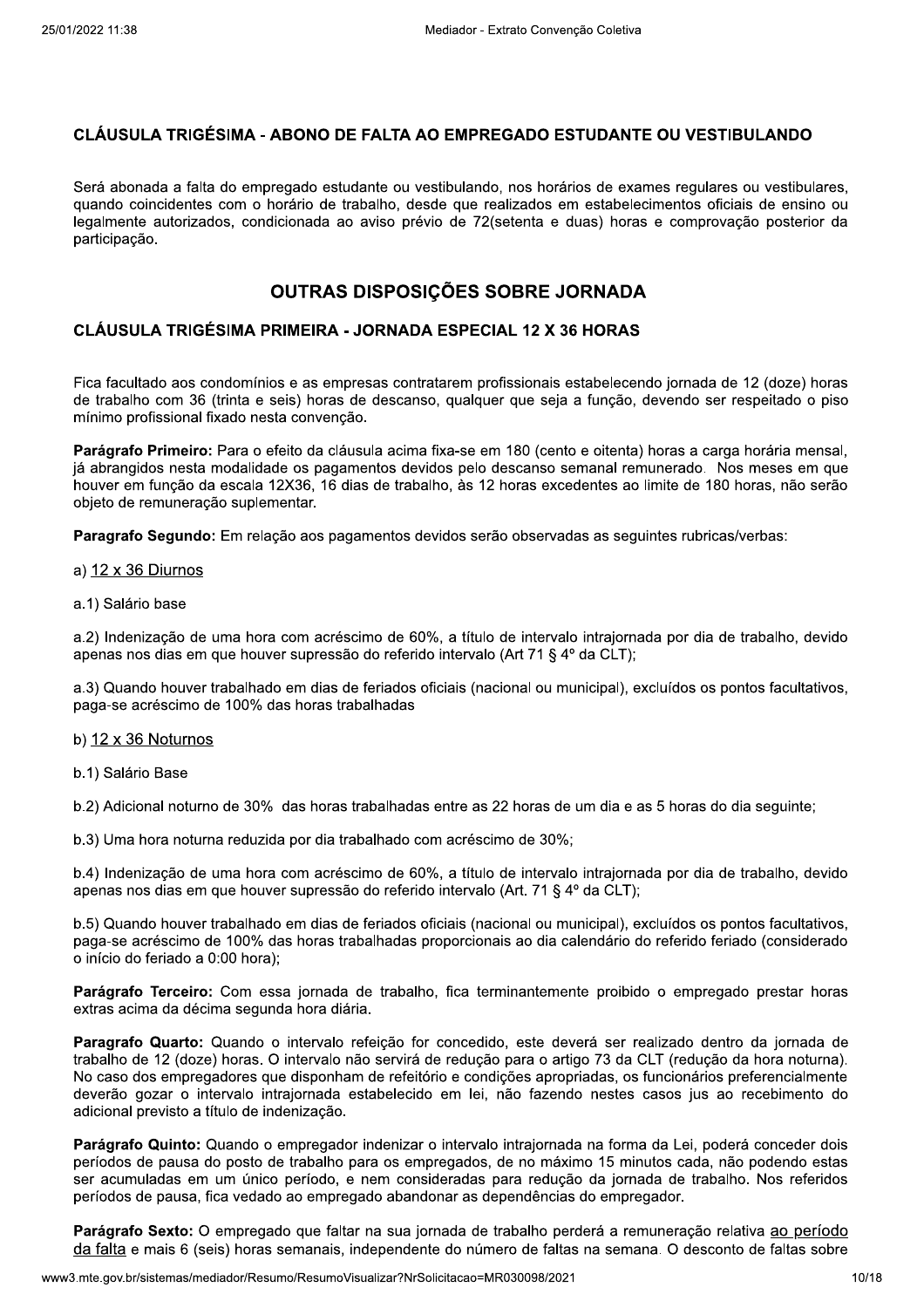## CLÁUSULA TRIGÉSIMA - ABONO DE FALTA AO EMPREGADO ESTUDANTE OU VESTIBULANDO

Será abonada a falta do empregado estudante ou vestibulando, nos horários de exames regulares ou vestibulares, quando coincidentes com o horário de trabalho, desde que realizados em estabelecimentos oficiais de ensino ou legalmente autorizados, condicionada ao aviso prévio de 72(setenta e duas) horas e comprovação posterior da participação.

# OUTRAS DISPOSIÇÕES SOBRE JORNADA

## CLÁUSULA TRIGÉSIMA PRIMEIRA - JORNADA ESPECIAL 12 X 36 HORAS

Fica facultado aos condomínios e as empresas contratarem profissionais estabelecendo jornada de 12 (doze) horas de trabalho com 36 (trinta e seis) horas de descanso, qualquer que seja a função, devendo ser respeitado o piso mínimo profissional fixado nesta convenção.

**Parágrafo Primeiro:** Para o efeito da cláusula acima fixa-se em 180 (cento e oitenta) horas a carga horária mensal, já abrangidos nesta modalidade os pagamentos devidos pelo descanso semanal remunerado. Nos meses em que houver em função da escala 12X36, 16 dias de trabalho, às 12 horas excedentes ao limite de 180 horas, não serão objeto de remuneração suplementar.

**Paragrafo Segundo:** Em relação aos pagamentos devidos serão observadas as seguintes rubricas/verbas:

a) <u>12 x 36 Diurnos</u>

a.1) Salário base

a.2) Indenização de uma hora com acréscimo de 60%, a título de intervalo intrajornada por dia de trabalho, devido apenas nos dias em que houver supressão do referido intervalo (Art 71 § 4º da CLT);

a.3) Quando houver trabalhado em dias de feriados oficiais (nacional ou municipal), excluídos os pontos facultativos, paga-se acréscimo de 100% das horas trabalhadas

b) <u>12 x 36 Noturnos</u>

b.1) Salário Base

b.2) Adicional noturno de 30% das horas trabalhadas entre as 22 horas de um dia e as 5 horas do dia seguinte;

b.3) Uma hora noturna reduzida por dia trabalhado com acréscimo de 30%;

b.4) Indenização de uma hora com acréscimo de 60%, a título de intervalo intrajornada por dia de trabalho, devido apenas nos dias em que houver supressão do referido intervalo (Art. 71 § 4º da CLT);

b.5) Quando houver trabalhado em dias de feriados oficiais (nacional ou municipal), excluídos os pontos facultativos, paga-se acréscimo de 100% das horas trabalhadas proporcionais ao dia calendário do referido feriado (considerado o início do feriado a 0:00 hora);

**Parágrafo Terceiro:** Com essa jornada de trabalho, fica terminantemente proibido o empregado prestar horas extras acima da décima segunda hora diária.

**Paragrafo Quarto:** Quando o intervalo refeição for concedido, este deverá ser realizado dentro da jornada de trabalho de 12 (doze) horas. O intervalo não servirá de redução para o artigo 73 da CLT (redução da hora noturna). No caso dos empregadores que disponham de refeitório e condições apropriadas, os funcionários preferencialmente deverão gozar o intervalo intrajornada estabelecido em lei, não fazendo nestes casos jus ao recebimento do adicional previsto a título de indenização.

**Parágrafo Quinto:** Quando o empregador indenizar o intervalo intrajornada na forma da Lei, poderá conceder dois períodos de pausa do posto de trabalho para os empregados, de no máximo 15 minutos cada, não podendo estas ser acumuladas em um único período, e nem consideradas para redução da jornada de trabalho. Nos referidos períodos de pausa, fica vedado ao empregado abandonar as dependências do empregador.

**Parágrafo Sexto:** O empregado que faltar na sua jornada de trabalho perderá a remuneração relativa <u>ao período da falta</u> e mais 6 (seis) horas semanais, independente do número de faltas na semana. O desconto de faltas sobre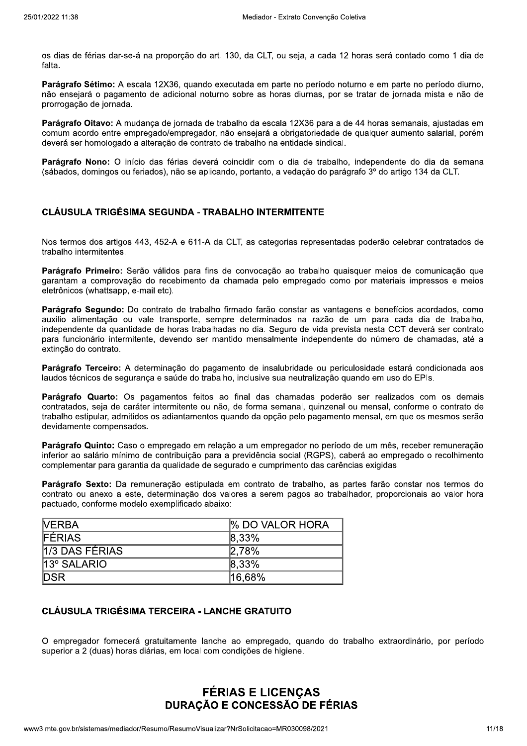os dias de férias dar-se-á na proporção do art. 130, da CLT, ou seja, a cada 12 horas será contado como 1 dia de falta.

**Parágrafo Sétimo:** A escala 12X36, quando executada em parte no período noturno e em parte no período diurno, não ensejará o pagamento de adicional noturno sobre as horas diurnas, por se tratar de jornada mista e não de prorrogação de jornada.

**Parágrafo Oitavo:** A mudança de jornada de trabalho da escala 12X36 para a de 44 horas semanais, ajustadas em comum acordo entre empregado/empregador, não ensejará a obrigatoriedade de qualquer aumento salarial, porém deverá ser homologado a alteração de contrato de trabalho na entidade sindical.

**Parágrafo Nono:** O início das férias deverá coincidir com o dia de trabalho, independente do dia da semana (sábados, domingos ou feriados), não se aplicando, portanto, a vedação do parágrafo 3º do artigo 134 da CLT.

### CLÁUSULA TRIGÉSIMA SEGUNDA - TRABALHO INTERMITENTE

Nos termos dos artigos 443, 452-A e 611-A da CLT, as categorias representadas poderão celebrar contratados de trabalho intermitentes.

**Parágrafo Primeiro:** Serão válidos para fins de convocação ao trabalho quaisquer meios de comunicação que garantam a comprovação do recebimento da chamada pelo empregado como por materiais impressos e meios eletrônicos (whattsapp, e-mail etc).

**Parágrafo Segundo:** Do contrato de trabalho firmado farão constar as vantagens e benefícios acordados, como auxilio alimentação ou vale transporte, sempre determinados na razão de um para cada dia de trabalho, independente da quantidade de horas trabalhadas no dia. Seguro de vida prevista nesta CCT deverá ser contrato para funcionário intermitente, devendo ser mantido mensalmente independente do número de chamadas, até a extinção do contrato.

**Parágrafo Terceiro:** A determinação do pagamento de insalubridade ou periculosidade estará condicionada aos laudos técnicos de segurança e saúde do trabalho, inclusive sua neutralização quando em uso do EPIs.

**Parágrafo Quarto:** Os pagamentos feitos ao final das chamadas poderão ser realizados com os demais contratados, seja de caráter intermitente ou não, de forma semanal, quinzenal ou mensal, conforme o contrato de trabalho estipular, admitidos os adiantamentos quando da opção pelo pagamento mensal, em que os mesmos serão devidamente compensados.

**Parágrafo Quinto:** Caso o empregado em relação a um empregador no período de um mês, receber remuneração inferior ao salário mínimo de contribuição para a previdência social (RGPS), caberá ao empregado o recolhimento complementar para garantia da qualidade de segurado e cumprimento das carências exigidas.

**Parágrafo Sexto:** Da remuneração estipulada em contrato de trabalho, as partes farão constar nos termos do contrato ou anexo a este, determinação dos valores a serem pagos ao trabalhador, proporcionais ao valor hora pactuado, conforme modelo exemplificado abaixo:

| VERBA | % DO VALOR HORA |
|---|---|
| FÉRIAS | 8,33% |
| 1/3 DAS FÉRIAS | 2,78% |
| 13º SALARIO | 8,33% |
| DSR | 16,68% |

### CLÁUSULA TRIGÉSIMA TERCEIRA - LANCHE GRATUITO

O empregador fornecerá gratuitamente lanche ao empregado, quando do trabalho extraordinário, por período superior a 2 (duas) horas diárias, em local com condições de higiene.

## FÉRIAS E LICENÇAS
## DURAÇÃO E CONCESSÃO DE FÉRIAS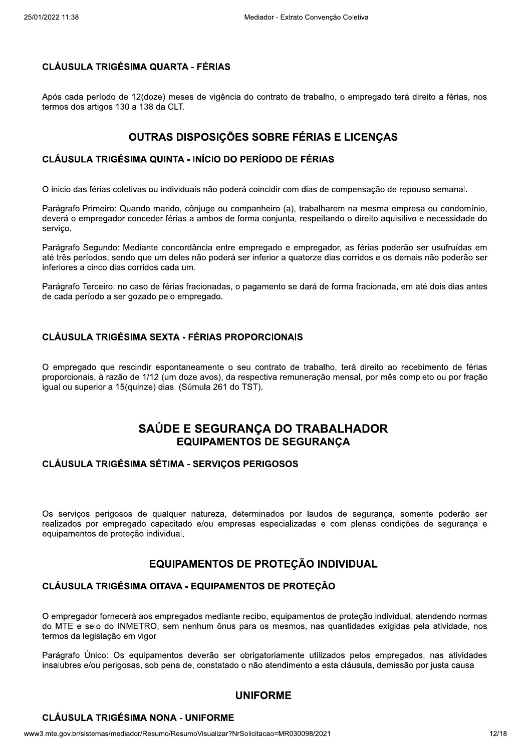### CLÁUSULA TRIGÉSIMA QUARTA - FÉRIAS

Após cada período de 12(doze) meses de vigência do contrato de trabalho, o empregado terá direito a férias, nos termos dos artigos 130 a 138 da CLT.

## OUTRAS DISPOSIÇÕES SOBRE FÉRIAS E LICENÇAS

### CLÁUSULA TRIGÉSIMA QUINTA - INÍCIO DO PERÍODO DE FÉRIAS

O inicio das férias coletivas ou individuais não poderá coincidir com dias de compensação de repouso semanal.

Parágrafo Primeiro: Quando marido, cônjuge ou companheiro (a), trabalharem na mesma empresa ou condomínio, deverá o empregador conceder férias a ambos de forma conjunta, respeitando o direito aquisitivo e necessidade do serviço.

Parágrafo Segundo: Mediante concordância entre empregado e empregador, as férias poderão ser usufruídas em até três períodos, sendo que um deles não poderá ser inferior a quatorze dias corridos e os demais não poderão ser inferiores a cinco dias corridos cada um.

Parágrafo Terceiro: no caso de férias fracionadas, o pagamento se dará de forma fracionada, em até dois dias antes de cada período a ser gozado pelo empregado.

### CLÁUSULA TRIGÉSIMA SEXTA - FÉRIAS PROPORCIONAIS

O empregado que rescindir espontaneamente o seu contrato de trabalho, terá direito ao recebimento de férias proporcionais, à razão de 1/12 (um doze avos), da respectiva remuneração mensal, por mês completo ou por fração igual ou superior a 15(quinze) dias. (Súmula 261 do TST).

# SAÚDE E SEGURANÇA DO TRABALHADOR

## EQUIPAMENTOS DE SEGURANÇA

### CLÁUSULA TRIGÉSIMA SÉTIMA - SERVIÇOS PERIGOSOS

Os serviços perigosos de qualquer natureza, determinados por laudos de segurança, somente poderão ser realizados por empregado capacitado e/ou empresas especializadas e com plenas condições de segurança e equipamentos de proteção individual.

## EQUIPAMENTOS DE PROTEÇÃO INDIVIDUAL

### CLÁUSULA TRIGÉSIMA OITAVA - EQUIPAMENTOS DE PROTEÇÃO

O empregador fornecerá aos empregados mediante recibo, equipamentos de proteção individual, atendendo normas do MTE e selo do INMETRO, sem nenhum ônus para os mesmos, nas quantidades exigidas pela atividade, nos termos da legislação em vigor.

Parágrafo Único: Os equipamentos deverão ser obrigatoriamente utilizados pelos empregados, nas atividades insalubres e/ou perigosas, sob pena de, constatado o não atendimento a esta cláusula, demissão por justa causa

## UNIFORME

### CLÁUSULA TRIGÉSIMA NONA - UNIFORME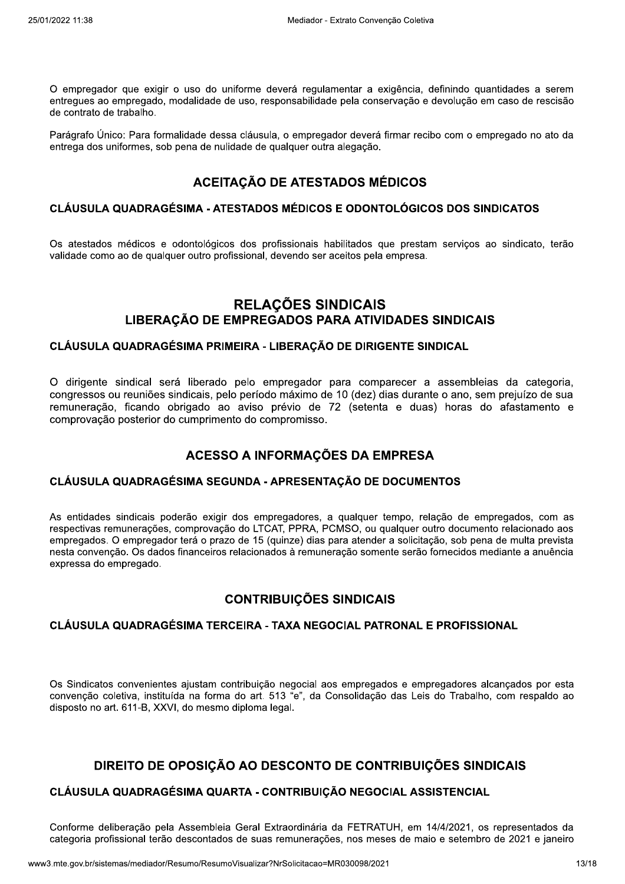O empregador que exigir o uso do uniforme deverá regulamentar a exigência, definindo quantidades a serem entregues ao empregado, modalidade de uso, responsabilidade pela conservação e devolução em caso de rescisão de contrato de trabalho.

Parágrafo Único: Para formalidade dessa cláusula, o empregador deverá firmar recibo com o empregado no ato da entrega dos uniformes, sob pena de nulidade de qualquer outra alegação.

## ACEITAÇÃO DE ATESTADOS MÉDICOS

### CLÁUSULA QUADRAGÉSIMA - ATESTADOS MÉDICOS E ODONTOLÓGICOS DOS SINDICATOS

Os atestados médicos e odontológicos dos profissionais habilitados que prestam serviços ao sindicato, terão validade como ao de qualquer outro profissional, devendo ser aceitos pela empresa.

# RELAÇÕES SINDICAIS

## LIBERAÇÃO DE EMPREGADOS PARA ATIVIDADES SINDICAIS

### CLÁUSULA QUADRAGÉSIMA PRIMEIRA - LIBERAÇÃO DE DIRIGENTE SINDICAL

O dirigente sindical será liberado pelo empregador para comparecer a assembleias da categoria, congressos ou reuniões sindicais, pelo período máximo de 10 (dez) dias durante o ano, sem prejuízo de sua remuneração, ficando obrigado ao aviso prévio de 72 (setenta e duas) horas do afastamento e comprovação posterior do cumprimento do compromisso.

## ACESSO A INFORMAÇÕES DA EMPRESA

### CLÁUSULA QUADRAGÉSIMA SEGUNDA - APRESENTAÇÃO DE DOCUMENTOS

As entidades sindicais poderão exigir dos empregadores, a qualquer tempo, relação de empregados, com as respectivas remunerações, comprovação do LTCAT, PPRA, PCMSO, ou qualquer outro documento relacionado aos empregados. O empregador terá o prazo de 15 (quinze) dias para atender a solicitação, sob pena de multa prevista nesta convenção. Os dados financeiros relacionados à remuneração somente serão fornecidos mediante a anuência expressa do empregado.

## CONTRIBUIÇÕES SINDICAIS

### CLÁUSULA QUADRAGÉSIMA TERCEIRA - TAXA NEGOCIAL PATRONAL E PROFISSIONAL

Os Sindicatos convenientes ajustam contribuição negocial aos empregados e empregadores alcançados por esta convenção coletiva, instituída na forma do art. 513 "e", da Consolidação das Leis do Trabalho, com respaldo ao disposto no art. 611-B, XXVI, do mesmo diploma legal.

## DIREITO DE OPOSIÇÃO AO DESCONTO DE CONTRIBUIÇÕES SINDICAIS

### CLÁUSULA QUADRAGÉSIMA QUARTA - CONTRIBUIÇÃO NEGOCIAL ASSISTENCIAL

Conforme deliberação pela Assembleia Geral Extraordinária da FETRATUH, em 14/4/2021, os representados da categoria profissional terão descontados de suas remunerações, nos meses de maio e setembro de 2021 e janeiro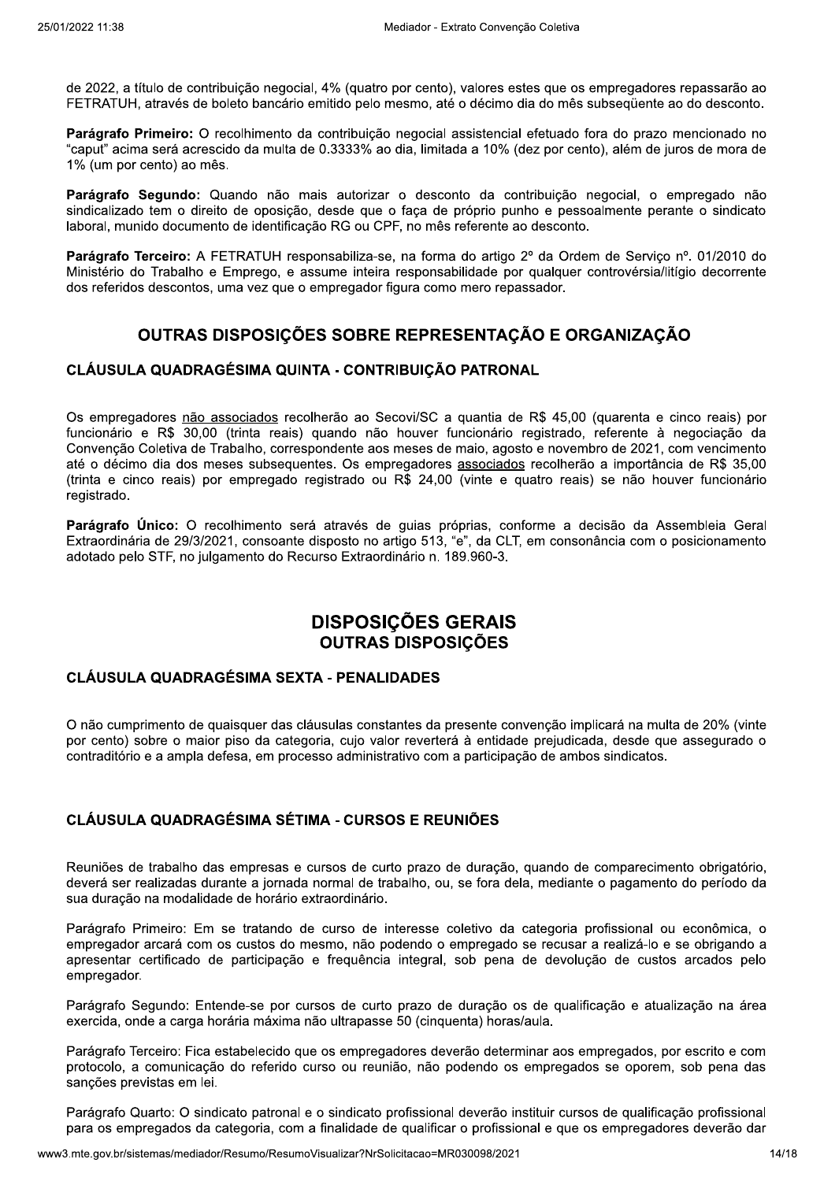de 2022, a título de contribuição negocial, 4% (quatro por cento), valores estes que os empregadores repassarão ao FETRATUH, através de boleto bancário emitido pelo mesmo, até o décimo dia do mês subseqüente ao do desconto.

**Parágrafo Primeiro:** O recolhimento da contribuição negocial assistencial efetuado fora do prazo mencionado no "caput" acima será acrescido da multa de 0.3333% ao dia, limitada a 10% (dez por cento), além de juros de mora de 1% (um por cento) ao mês.

**Parágrafo Segundo:** Quando não mais autorizar o desconto da contribuição negocial, o empregado não sindicalizado tem o direito de oposição, desde que o faça de próprio punho e pessoalmente perante o sindicato laboral, munido documento de identificação RG ou CPF, no mês referente ao desconto.

**Parágrafo Terceiro:** A FETRATUH responsabiliza-se, na forma do artigo 2º da Ordem de Serviço nº. 01/2010 do Ministério do Trabalho e Emprego, e assume inteira responsabilidade por qualquer controvérsia/litígio decorrente dos referidos descontos, uma vez que o empregador figura como mero repassador.

## OUTRAS DISPOSIÇÕES SOBRE REPRESENTAÇÃO E ORGANIZAÇÃO

### CLÁUSULA QUADRAGÉSIMA QUINTA - CONTRIBUIÇÃO PATRONAL

Os empregadores não associados recolherão ao Secovi/SC a quantia de R$ 45,00 (quarenta e cinco reais) por funcionário e R$ 30,00 (trinta reais) quando não houver funcionário registrado, referente à negociação da Convenção Coletiva de Trabalho, correspondente aos meses de maio, agosto e novembro de 2021, com vencimento até o décimo dia dos meses subsequentes. Os empregadores associados recolherão a importância de R$ 35,00 (trinta e cinco reais) por empregado registrado ou R$ 24,00 (vinte e quatro reais) se não houver funcionário registrado.

**Parágrafo Único:** O recolhimento será através de guias próprias, conforme a decisão da Assembleia Geral Extraordinária de 29/3/2021, consoante disposto no artigo 513, "e", da CLT, em consonância com o posicionamento adotado pelo STF, no julgamento do Recurso Extraordinário n. 189.960-3.

# DISPOSIÇÕES GERAIS

## OUTRAS DISPOSIÇÕES

### CLÁUSULA QUADRAGÉSIMA SEXTA - PENALIDADES

O não cumprimento de quaisquer das cláusulas constantes da presente convenção implicará na multa de 20% (vinte por cento) sobre o maior piso da categoria, cujo valor reverterá à entidade prejudicada, desde que assegurado o contraditório e a ampla defesa, em processo administrativo com a participação de ambos sindicatos.

### CLÁUSULA QUADRAGÉSIMA SÉTIMA - CURSOS E REUNIÕES

Reuniões de trabalho das empresas e cursos de curto prazo de duração, quando de comparecimento obrigatório, deverá ser realizadas durante a jornada normal de trabalho, ou, se fora dela, mediante o pagamento do período da sua duração na modalidade de horário extraordinário.

Parágrafo Primeiro: Em se tratando de curso de interesse coletivo da categoria profissional ou econômica, o empregador arcará com os custos do mesmo, não podendo o empregado se recusar a realizá-lo e se obrigando a apresentar certificado de participação e frequência integral, sob pena de devolução de custos arcados pelo empregador.

Parágrafo Segundo: Entende-se por cursos de curto prazo de duração os de qualificação e atualização na área exercida, onde a carga horária máxima não ultrapasse 50 (cinquenta) horas/aula.

Parágrafo Terceiro: Fica estabelecido que os empregadores deverão determinar aos empregados, por escrito e com protocolo, a comunicação do referido curso ou reunião, não podendo os empregados se oporem, sob pena das sanções previstas em lei.

Parágrafo Quarto: O sindicato patronal e o sindicato profissional deverão instituir cursos de qualificação profissional para os empregados da categoria, com a finalidade de qualificar o profissional e que os empregadores deverão dar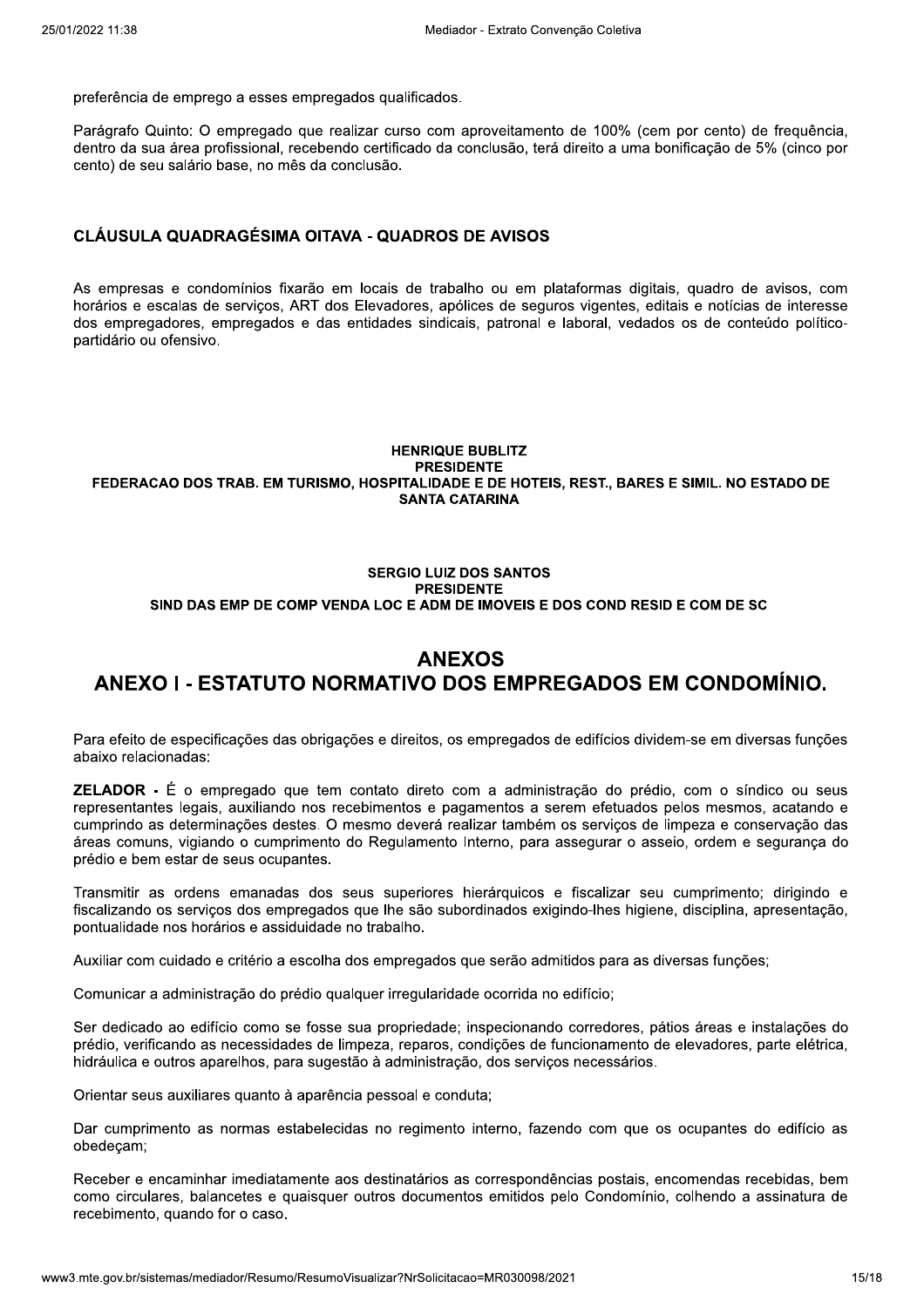preferência de emprego a esses empregados qualificados.

Parágrafo Quinto: O empregado que realizar curso com aproveitamento de 100% (cem por cento) de frequência, dentro da sua área profissional, recebendo certificado da conclusão, terá direito a uma bonificação de 5% (cinco por cento) de seu salário base, no mês da conclusão.

### CLÁUSULA QUADRAGÉSIMA OITAVA - QUADROS DE AVISOS

As empresas e condomínios fixarão em locais de trabalho ou em plataformas digitais, quadro de avisos, com horários e escalas de serviços, ART dos Elevadores, apólices de seguros vigentes, editais e notícias de interesse dos empregadores, empregados e das entidades sindicais, patronal e laboral, vedados os de conteúdo político-partidário ou ofensivo.

**HENRIQUE BUBLITZ**
**PRESIDENTE**
**FEDERACAO DOS TRAB. EM TURISMO, HOSPITALIDADE E DE HOTEIS, REST., BARES E SIMIL. NO ESTADO DE SANTA CATARINA**

**SERGIO LUIZ DOS SANTOS**
**PRESIDENTE**
**SIND DAS EMP DE COMP VENDA LOC E ADM DE IMOVEIS E DOS COND RESID E COM DE SC**

## ANEXOS

## ANEXO I - ESTATUTO NORMATIVO DOS EMPREGADOS EM CONDOMÍNIO.

Para efeito de especificações das obrigações e direitos, os empregados de edifícios dividem-se em diversas funções abaixo relacionadas:

**ZELADOR -** É o empregado que tem contato direto com a administração do prédio, com o síndico ou seus representantes legais, auxiliando nos recebimentos e pagamentos a serem efetuados pelos mesmos, acatando e cumprindo as determinações destes. O mesmo deverá realizar também os serviços de limpeza e conservação das áreas comuns, vigiando o cumprimento do Regulamento Interno, para assegurar o asseio, ordem e segurança do prédio e bem estar de seus ocupantes.

Transmitir as ordens emanadas dos seus superiores hierárquicos e fiscalizar seu cumprimento; dirigindo e fiscalizando os serviços dos empregados que lhe são subordinados exigindo-lhes higiene, disciplina, apresentação, pontualidade nos horários e assiduidade no trabalho.

Auxiliar com cuidado e critério a escolha dos empregados que serão admitidos para as diversas funções;

Comunicar a administração do prédio qualquer irregularidade ocorrida no edifício;

Ser dedicado ao edifício como se fosse sua propriedade; inspecionando corredores, pátios áreas e instalações do prédio, verificando as necessidades de limpeza, reparos, condições de funcionamento de elevadores, parte elétrica, hidráulica e outros aparelhos, para sugestão à administração, dos serviços necessários.

Orientar seus auxiliares quanto à aparência pessoal e conduta;

Dar cumprimento as normas estabelecidas no regimento interno, fazendo com que os ocupantes do edifício as obedeçam;

Receber e encaminhar imediatamente aos destinatários as correspondências postais, encomendas recebidas, bem como circulares, balancetes e quaisquer outros documentos emitidos pelo Condomínio, colhendo a assinatura de recebimento, quando for o caso.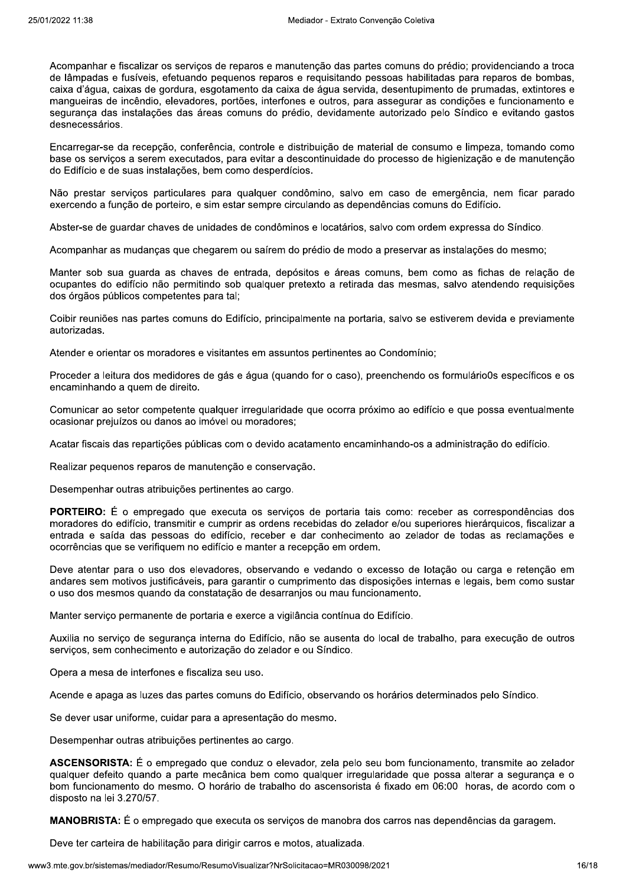Acompanhar e fiscalizar os serviços de reparos e manutenção das partes comuns do prédio; providenciando a troca de lâmpadas e fusíveis, efetuando pequenos reparos e requisitando pessoas habilitadas para reparos de bombas, caixa d'água, caixas de gordura, esgotamento da caixa de água servida, desentupimento de prumadas, extintores e mangueiras de incêndio, elevadores, portões, interfones e outros, para assegurar as condições e funcionamento e segurança das instalações das áreas comuns do prédio, devidamente autorizado pelo Síndico e evitando gastos desnecessários.

Encarregar-se da recepção, conferência, controle e distribuição de material de consumo e limpeza, tomando como base os serviços a serem executados, para evitar a descontinuidade do processo de higienização e de manutenção do Edifício e de suas instalações, bem como desperdícios.

Não prestar serviços particulares para qualquer condômino, salvo em caso de emergência, nem ficar parado exercendo a função de porteiro, e sim estar sempre circulando as dependências comuns do Edifício.

Abster-se de guardar chaves de unidades de condôminos e locatários, salvo com ordem expressa do Síndico.

Acompanhar as mudanças que chegarem ou saírem do prédio de modo a preservar as instalações do mesmo;

Manter sob sua guarda as chaves de entrada, depósitos e áreas comuns, bem como as fichas de relação de ocupantes do edifício não permitindo sob qualquer pretexto a retirada das mesmas, salvo atendendo requisições dos órgãos públicos competentes para tal;

Coibir reuniões nas partes comuns do Edifício, principalmente na portaria, salvo se estiverem devida e previamente autorizadas.

Atender e orientar os moradores e visitantes em assuntos pertinentes ao Condomínio;

Proceder a leitura dos medidores de gás e água (quando for o caso), preenchendo os formulário0s específicos e os encaminhando a quem de direito.

Comunicar ao setor competente qualquer irregularidade que ocorra próximo ao edifício e que possa eventualmente ocasionar prejuízos ou danos ao imóvel ou moradores;

Acatar fiscais das repartições públicas com o devido acatamento encaminhando-os a administração do edifício.

Realizar pequenos reparos de manutenção e conservação.

Desempenhar outras atribuições pertinentes ao cargo.

**PORTEIRO:** É o empregado que executa os serviços de portaria tais como: receber as correspondências dos moradores do edifício, transmitir e cumprir as ordens recebidas do zelador e/ou superiores hierárquicos, fiscalizar a entrada e saída das pessoas do edifício, receber e dar conhecimento ao zelador de todas as reclamações e ocorrências que se verifiquem no edifício e manter a recepção em ordem.

Deve atentar para o uso dos elevadores, observando e vedando o excesso de lotação ou carga e retenção em andares sem motivos justificáveis, para garantir o cumprimento das disposições internas e legais, bem como sustar o uso dos mesmos quando da constatação de desarranjos ou mau funcionamento.

Manter serviço permanente de portaria e exerce a vigilância contínua do Edifício.

Auxilia no serviço de segurança interna do Edifício, não se ausenta do local de trabalho, para execução de outros serviços, sem conhecimento e autorização do zelador e ou Síndico.

Opera a mesa de interfones e fiscaliza seu uso.

Acende e apaga as luzes das partes comuns do Edifício, observando os horários determinados pelo Síndico.

Se dever usar uniforme, cuidar para a apresentação do mesmo.

Desempenhar outras atribuições pertinentes ao cargo.

**ASCENSORISTA:** É o empregado que conduz o elevador, zela pelo seu bom funcionamento, transmite ao zelador qualquer defeito quando a parte mecânica bem como qualquer irregularidade que possa alterar a segurança e o bom funcionamento do mesmo. O horário de trabalho do ascensorista é fixado em 06:00 horas, de acordo com o disposto na lei 3.270/57.

**MANOBRISTA:** É o empregado que executa os serviços de manobra dos carros nas dependências da garagem.

Deve ter carteira de habilitação para dirigir carros e motos, atualizada.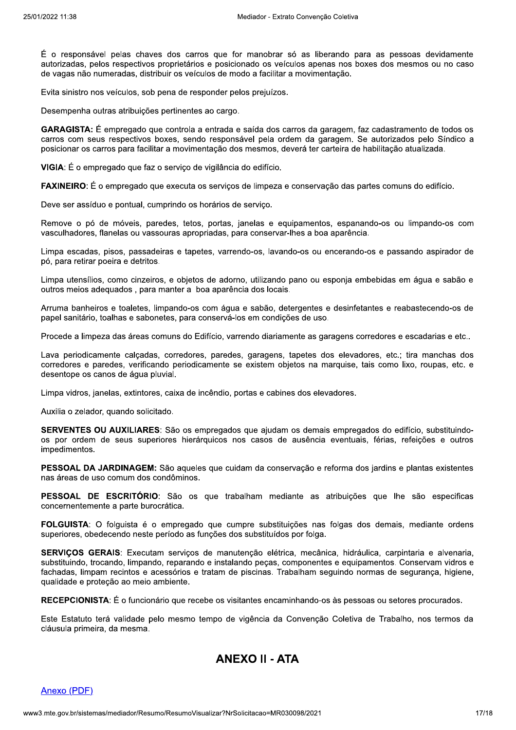É o responsável pelas chaves dos carros que for manobrar só as liberando para as pessoas devidamente autorizadas, pelos respectivos proprietários e posicionado os veículos apenas nos boxes dos mesmos ou no caso de vagas não numeradas, distribuir os veículos de modo a facilitar a movimentação.

Evita sinistro nos veículos, sob pena de responder pelos prejuízos.

Desempenha outras atribuições pertinentes ao cargo.

**GARAGISTA:** É empregado que controla a entrada e saída dos carros da garagem, faz cadastramento de todos os carros com seus respectivos boxes, sendo responsável pela ordem da garagem. Se autorizados pelo Síndico a posicionar os carros para facilitar a movimentação dos mesmos, deverá ter carteira de habilitação atualizada.

**VIGIA**: É o empregado que faz o serviço de vigilância do edifício.

**FAXINEIRO**: É o empregado que executa os serviços de limpeza e conservação das partes comuns do edifício.

Deve ser assíduo e pontual, cumprindo os horários de serviço.

Remove o pó de móveis, paredes, tetos, portas, janelas e equipamentos, espanando-os ou limpando-os com vasculhadores, flanelas ou vassouras apropriadas, para conservar-lhes a boa aparência.

Limpa escadas, pisos, passadeiras e tapetes, varrendo-os, lavando-os ou encerando-os e passando aspirador de pó, para retirar poeira e detritos.

Limpa utensílios, como cinzeiros, e objetos de adorno, utilizando pano ou esponja embebidas em água e sabão e outros meios adequados , para manter a boa aparência dos locais.

Arruma banheiros e toaletes, limpando-os com água e sabão, detergentes e desinfetantes e reabastecendo-os de papel sanitário, toalhas e sabonetes, para conservá-los em condições de uso.

Procede a limpeza das áreas comuns do Edifício, varrendo diariamente as garagens corredores e escadarias e etc..

Lava periodicamente calçadas, corredores, paredes, garagens, tapetes dos elevadores, etc.; tira manchas dos corredores e paredes, verificando periodicamente se existem objetos na marquise, tais como lixo, roupas, etc. e desentope os canos de água pluvial.

Limpa vidros, janelas, extintores, caixa de incêndio, portas e cabines dos elevadores.

Auxilia o zelador, quando solicitado.

**SERVENTES OU AUXILIARES**: São os empregados que ajudam os demais empregados do edifício, substituindo-os por ordem de seus superiores hierárquicos nos casos de ausência eventuais, férias, refeições e outros impedimentos.

**PESSOAL DA JARDINAGEM:** São aqueles que cuidam da conservação e reforma dos jardins e plantas existentes nas áreas de uso comum dos condôminos.

**PESSOAL DE ESCRITÓRIO**: São os que trabalham mediante as atribuições que lhe são especificas concernentemente a parte burocrática.

**FOLGUISTA**: O folguista é o empregado que cumpre substituições nas folgas dos demais, mediante ordens superiores, obedecendo neste período as funções dos substituídos por folga.

**SERVIÇOS GERAIS**: Executam serviços de manutenção elétrica, mecânica, hidráulica, carpintaria e alvenaria, substituindo, trocando, limpando, reparando e instalando peças, componentes e equipamentos. Conservam vidros e fachadas, limpam recintos e acessórios e tratam de piscinas. Trabalham seguindo normas de segurança, higiene, qualidade e proteção ao meio ambiente.

**RECEPCIONISTA**: É o funcionário que recebe os visitantes encaminhando-os às pessoas ou setores procurados.

Este Estatuto terá validade pelo mesmo tempo de vigência da Convenção Coletiva de Trabalho, nos termos da cláusula primeira, da mesma.

## ANEXO II - ATA

Anexo (PDF)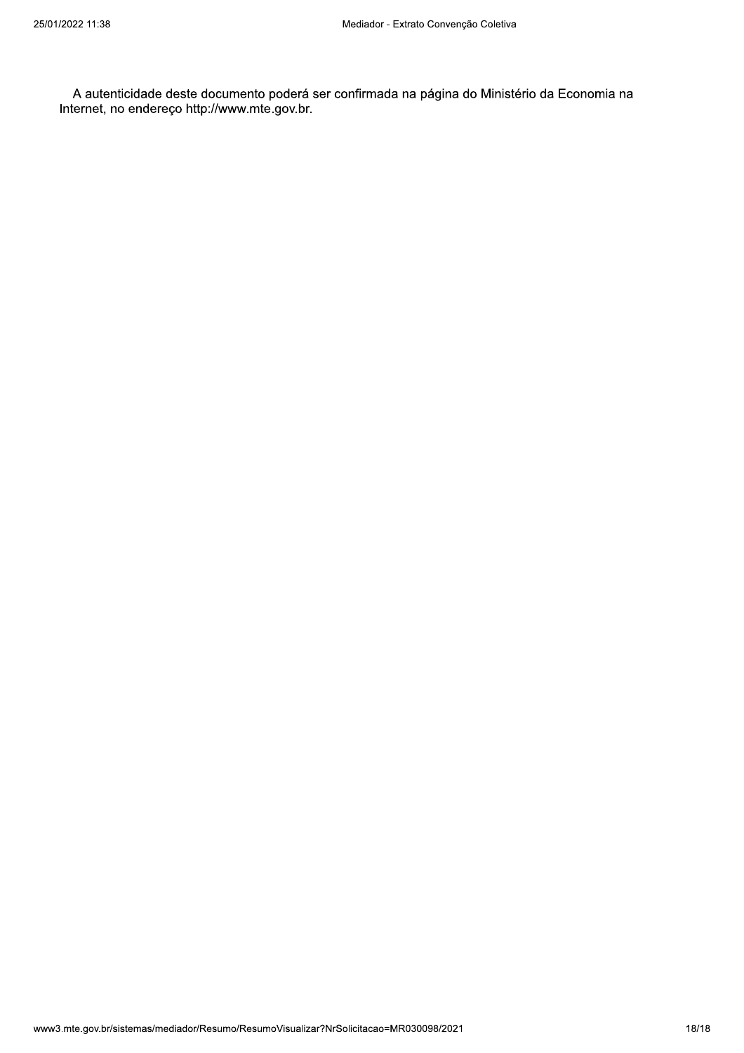A autenticidade deste documento poderá ser confirmada na página do Ministério da Economia na Internet, no endereço http://www.mte.gov.br.